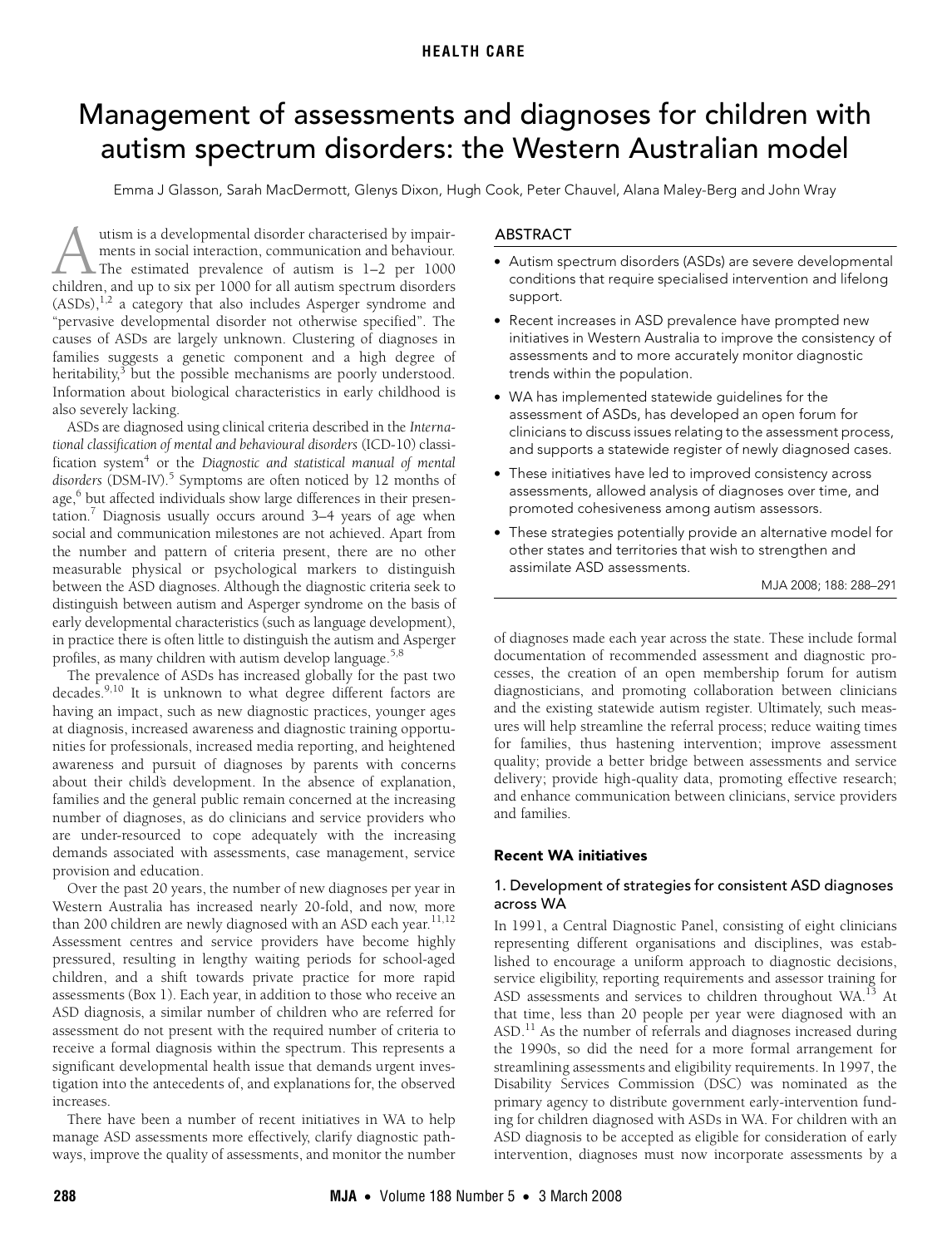HEALTH CARE

# Management of assessments and diagnoses for children with autism spectrum disorders: the Western Australian model

Emma J Glasson, Sarah MacDermott, Glenys Dixon, Hugh Cook, Peter Chauvel, Alana Maley-Berg and John Wray

## ABSTRACT

- Autism spectrum disorders (ASDs) are severe developmental conditions that require specialised intervention and lifelong support.
- Recent increases in ASD prevalence have prompted new initiatives in Western Australia to improve the consistency of assessments and to more accurately monitor diagnostic trends within the population.
- WA has implemented statewide guidelines for the assessment of ASDs, has developed an open forum for clinicians to discuss issues relating to the assessment process, and supports a statewide register of newly diagnosed cases.
- These initiatives have led to improved consistency across assessments, allowed analysis of diagnoses over time, and promoted cohesiveness among autism assessors.
- These strategies potentially provide an alternative model for other states and territories that wish to strengthen and assimilate ASD assessments.

MJA 2008; 188: 288–291

Autism is a developmental disorder characterised by impairments in social interaction, communication and behaviour. The estimated prevalence of autism is 1–2 per 1000 children, and up to six per 1000 for all autism spectrum disorders (ASDs),[1,2] a category that also includes Asperger syndrome and "pervasive developmental disorder not otherwise specified". The causes of ASDs are largely unknown. Clustering of diagnoses in families suggests a genetic component and a high degree of heritability,[3] but the possible mechanisms are poorly understood. Information about biological characteristics in early childhood is also severely lacking.

ASDs are diagnosed using clinical criteria described in the *International classification of mental and behavioural disorders* (ICD-10) classification system[4] or the *Diagnostic and statistical manual of mental disorders* (DSM-IV).[5] Symptoms are often noticed by 12 months of age,[6] but affected individuals show large differences in their presentation.[7] Diagnosis usually occurs around 3–4 years of age when social and communication milestones are not achieved. Apart from the number and pattern of criteria present, there are no other measurable physical or psychological markers to distinguish between the ASD diagnoses. Although the diagnostic criteria seek to distinguish between autism and Asperger syndrome on the basis of early developmental characteristics (such as language development), in practice there is often little to distinguish the autism and Asperger profiles, as many children with autism develop language.[5,8]

The prevalence of ASDs has increased globally for the past two decades.[9,10] It is unknown to what degree different factors are having an impact, such as new diagnostic practices, younger ages at diagnosis, increased awareness and diagnostic training opportunities for professionals, increased media reporting, and heightened awareness and pursuit of diagnoses by parents with concerns about their child's development. In the absence of explanation, families and the general public remain concerned at the increasing number of diagnoses, as do clinicians and service providers who are under-resourced to cope adequately with the increasing demands associated with assessments, case management, service provision and education.

Over the past 20 years, the number of new diagnoses per year in Western Australia has increased nearly 20-fold, and now, more than 200 children are newly diagnosed with an ASD each year.[11,12] Assessment centres and service providers have become highly pressured, resulting in lengthy waiting periods for school-aged children, and a shift towards private practice for more rapid assessments (Box 1). Each year, in addition to those who receive an ASD diagnosis, a similar number of children who are referred for assessment do not present with the required number of criteria to receive a formal diagnosis within the spectrum. This represents a significant developmental health issue that demands urgent investigation into the antecedents of, and explanations for, the observed increases.

There have been a number of recent initiatives in WA to help manage ASD assessments more effectively, clarify diagnostic pathways, improve the quality of assessments, and monitor the number of diagnoses made each year across the state. These include formal documentation of recommended assessment and diagnostic processes, the creation of an open membership forum for autism diagnosticians, and promoting collaboration between clinicians and the existing statewide autism register. Ultimately, such measures will help streamline the referral process; reduce waiting times for families, thus hastening intervention; improve assessment quality; provide a better bridge between assessments and service delivery; provide high-quality data, promoting effective research; and enhance communication between clinicians, service providers and families.

## Recent WA initiatives

### 1. Development of strategies for consistent ASD diagnoses across WA

In 1991, a Central Diagnostic Panel, consisting of eight clinicians representing different organisations and disciplines, was established to encourage a uniform approach to diagnostic decisions, service eligibility, reporting requirements and assessor training for ASD assessments and services to children throughout WA.[13] At that time, less than 20 people per year were diagnosed with an ASD.[11] As the number of referrals and diagnoses increased during the 1990s, so did the need for a more formal arrangement for streamlining assessments and eligibility requirements. In 1997, the Disability Services Commission (DSC) was nominated as the primary agency to distribute government early-intervention funding for children diagnosed with ASDs in WA. For children with an ASD diagnosis to be accepted as eligible for consideration of early intervention, diagnoses must now incorporate assessments by a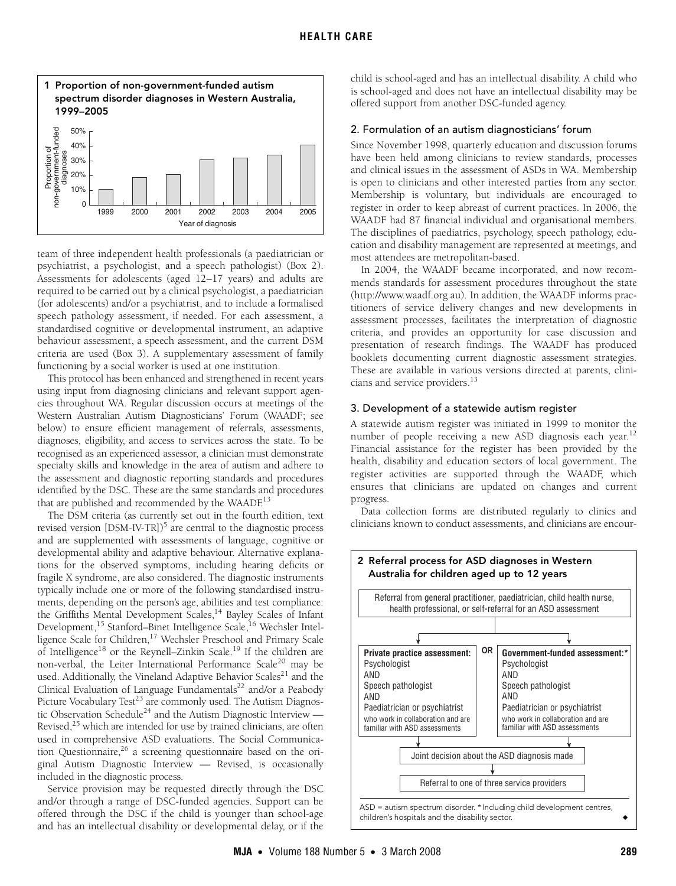**1 Proportion of non-government-funded autism spectrum disorder diagnoses in Western Australia, 1999–2005**

| Year of diagnosis | Proportion of non-government-funded diagnoses |
|---|---|
| 1999 | ~11% |
| 2000 | ~19% |
| 2001 | ~21% |
| 2002 | ~31% |
| 2003 | ~32% |
| 2004 | ~34% |
| 2005 | ~41% |

team of three independent health professionals (a paediatrician or psychiatrist, a psychologist, and a speech pathologist) (Box 2). Assessments for adolescents (aged 12–17 years) and adults are required to be carried out by a clinical psychologist, a paediatrician (for adolescents) and/or a psychiatrist, and to include a formalised speech pathology assessment, if needed. For each assessment, a standardised cognitive or developmental instrument, an adaptive behaviour assessment, a speech assessment, and the current DSM criteria are used (Box 3). A supplementary assessment of family functioning by a social worker is used at one institution.

This protocol has been enhanced and strengthened in recent years using input from diagnosing clinicians and relevant support agencies throughout WA. Regular discussion occurs at meetings of the Western Australian Autism Diagnosticians' Forum (WAADF; see below) to ensure efficient management of referrals, assessments, diagnoses, eligibility, and access to services across the state. To be recognised as an experienced assessor, a clinician must demonstrate specialty skills and knowledge in the area of autism and adhere to the assessment and diagnostic reporting standards and procedures identified by the DSC. These are the same standards and procedures that are published and recommended by the WAADF.[13]

The DSM criteria (as currently set out in the fourth edition, text revised version [DSM-IV-TR])[5] are central to the diagnostic process and are supplemented with assessments of language, cognitive or developmental ability and adaptive behaviour. Alternative explanations for the observed symptoms, including hearing deficits or fragile X syndrome, are also considered. The diagnostic instruments typically include one or more of the following standardised instruments, depending on the person's age, abilities and test compliance: the Griffiths Mental Development Scales,[14] Bayley Scales of Infant Development,[15] Stanford–Binet Intelligence Scale,[16] Wechsler Intelligence Scale for Children,[17] Wechsler Preschool and Primary Scale of Intelligence[18] or the Reynell–Zinkin Scale.[19] If the children are non-verbal, the Leiter International Performance Scale[20] may be used. Additionally, the Vineland Adaptive Behavior Scales[21] and the Clinical Evaluation of Language Fundamentals[22] and/or a Peabody Picture Vocabulary Test[23] are commonly used. The Autism Diagnostic Observation Schedule[24] and the Autism Diagnostic Interview — Revised,[25] which are intended for use by trained clinicians, are often used in comprehensive ASD evaluations. The Social Communication Questionnaire,[26] a screening questionnaire based on the original Autism Diagnostic Interview — Revised, is occasionally included in the diagnostic process.

Service provision may be requested directly through the DSC and/or through a range of DSC-funded agencies. Support can be offered through the DSC if the child is younger than school-age and has an intellectual disability or developmental delay, or if the child is school-aged and has an intellectual disability. A child who is school-aged and does not have an intellectual disability may be offered support from another DSC-funded agency.

### 2. Formulation of an autism diagnosticians' forum

Since November 1998, quarterly education and discussion forums have been held among clinicians to review standards, processes and clinical issues in the assessment of ASDs in WA. Membership is open to clinicians and other interested parties from any sector. Membership is voluntary, but individuals are encouraged to register in order to keep abreast of current practices. In 2006, the WAADF had 87 financial individual and organisational members. The disciplines of paediatrics, psychology, speech pathology, education and disability management are represented at meetings, and most attendees are metropolitan-based.

In 2004, the WAADF became incorporated, and now recommends standards for assessment procedures throughout the state (http://www.waadf.org.au). In addition, the WAADF informs practitioners of service delivery changes and new developments in assessment processes, facilitates the interpretation of diagnostic criteria, and provides an opportunity for case discussion and presentation of research findings. The WAADF has produced booklets documenting current diagnostic assessment strategies. These are available in various versions directed at parents, clinicians and service providers.[13]

### 3. Development of a statewide autism register

A statewide autism register was initiated in 1999 to monitor the number of people receiving a new ASD diagnosis each year.[12] Financial assistance for the register has been provided by the health, disability and education sectors of local government. The register activities are supported through the WAADF, which ensures that clinicians are updated on changes and current progress.

Data collection forms are distributed regularly to clinics and clinicians known to conduct assessments, and clinicians are encour-

**2 Referral process for ASD diagnoses in Western Australia for children aged up to 12 years**

Referral from general practitioner, paediatrician, child health nurse, health professional, or self-referral for an ASD assessment

↓

**Private practice assessment:** Psychologist AND Speech pathologist AND Paediatrician or psychiatrist who work in collaboration and are familiar with ASD assessments

OR

**Government-funded assessment:*** Psychologist AND Speech pathologist AND Paediatrician or psychiatrist who work in collaboration and are familiar with ASD assessments

↓

Joint decision about the ASD diagnosis made

↓

Referral to one of three service providers

ASD = autism spectrum disorder. * Including child development centres, children's hospitals and the disability sector.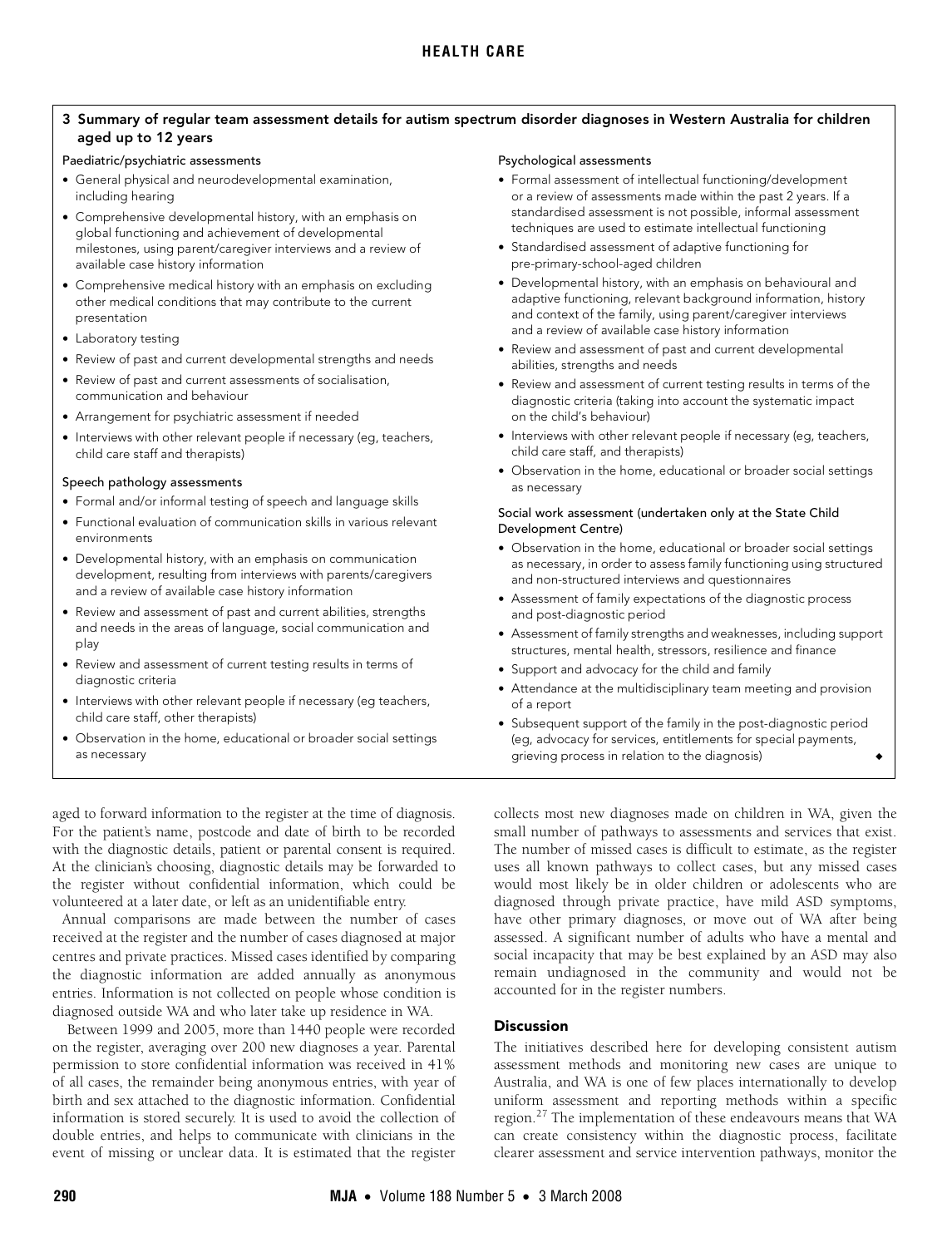**3 Summary of regular team assessment details for autism spectrum disorder diagnoses in Western Australia for children aged up to 12 years**

**Paediatric/psychiatric assessments**

- General physical and neurodevelopmental examination, including hearing
- Comprehensive developmental history, with an emphasis on global functioning and achievement of developmental milestones, using parent/caregiver interviews and a review of available case history information
- Comprehensive medical history with an emphasis on excluding other medical conditions that may contribute to the current presentation
- Laboratory testing
- Review of past and current developmental strengths and needs
- Review of past and current assessments of socialisation, communication and behaviour
- Arrangement for psychiatric assessment if needed
- Interviews with other relevant people if necessary (eg, teachers, child care staff and therapists)

**Speech pathology assessments**

- Formal and/or informal testing of speech and language skills
- Functional evaluation of communication skills in various relevant environments
- Developmental history, with an emphasis on communication development, resulting from interviews with parents/caregivers and a review of available case history information
- Review and assessment of past and current abilities, strengths and needs in the areas of language, social communication and play
- Review and assessment of current testing results in terms of diagnostic criteria
- Interviews with other relevant people if necessary (eg teachers, child care staff, other therapists)
- Observation in the home, educational or broader social settings as necessary

**Psychological assessments**

- Formal assessment of intellectual functioning/development or a review of assessments made within the past 2 years. If a standardised assessment is not possible, informal assessment techniques are used to estimate intellectual functioning
- Standardised assessment of adaptive functioning for pre-primary-school-aged children
- Developmental history, with an emphasis on behavioural and adaptive functioning, relevant background information, history and context of the family, using parent/caregiver interviews and a review of available case history information
- Review and assessment of past and current developmental abilities, strengths and needs
- Review and assessment of current testing results in terms of the diagnostic criteria (taking into account the systematic impact on the child's behaviour)
- Interviews with other relevant people if necessary (eg, teachers, child care staff, and therapists)
- Observation in the home, educational or broader social settings as necessary

**Social work assessment (undertaken only at the State Child Development Centre)**

- Observation in the home, educational or broader social settings as necessary, in order to assess family functioning using structured and non-structured interviews and questionnaires
- Assessment of family expectations of the diagnostic process and post-diagnostic period
- Assessment of family strengths and weaknesses, including support structures, mental health, stressors, resilience and finance
- Support and advocacy for the child and family
- Attendance at the multidisciplinary team meeting and provision of a report
- Subsequent support of the family in the post-diagnostic period (eg, advocacy for services, entitlements for special payments, grieving process in relation to the diagnosis) ◆

aged to forward information to the register at the time of diagnosis. For the patient's name, postcode and date of birth to be recorded with the diagnostic details, patient or parental consent is required. At the clinician's choosing, diagnostic details may be forwarded to the register without confidential information, which could be volunteered at a later date, or left as an unidentifiable entry.

Annual comparisons are made between the number of cases received at the register and the number of cases diagnosed at major centres and private practices. Missed cases identified by comparing the diagnostic information are added annually as anonymous entries. Information is not collected on people whose condition is diagnosed outside WA and who later take up residence in WA.

Between 1999 and 2005, more than 1440 people were recorded on the register, averaging over 200 new diagnoses a year. Parental permission to store confidential information was received in 41% of all cases, the remainder being anonymous entries, with year of birth and sex attached to the diagnostic information. Confidential information is stored securely. It is used to avoid the collection of double entries, and helps to communicate with clinicians in the event of missing or unclear data. It is estimated that the register collects most new diagnoses made on children in WA, given the small number of pathways to assessments and services that exist. The number of missed cases is difficult to estimate, as the register uses all known pathways to collect cases, but any missed cases would most likely be in older children or adolescents who are diagnosed through private practice, have mild ASD symptoms, have other primary diagnoses, or move out of WA after being assessed. A significant number of adults who have a mental and social incapacity that may be best explained by an ASD may also remain undiagnosed in the community and would not be accounted for in the register numbers.

## Discussion

The initiatives described here for developing consistent autism assessment methods and monitoring new cases are unique to Australia, and WA is one of few places internationally to develop uniform assessment and reporting methods within a specific region.[27] The implementation of these endeavours means that WA can create consistency within the diagnostic process, facilitate clearer assessment and service intervention pathways, monitor the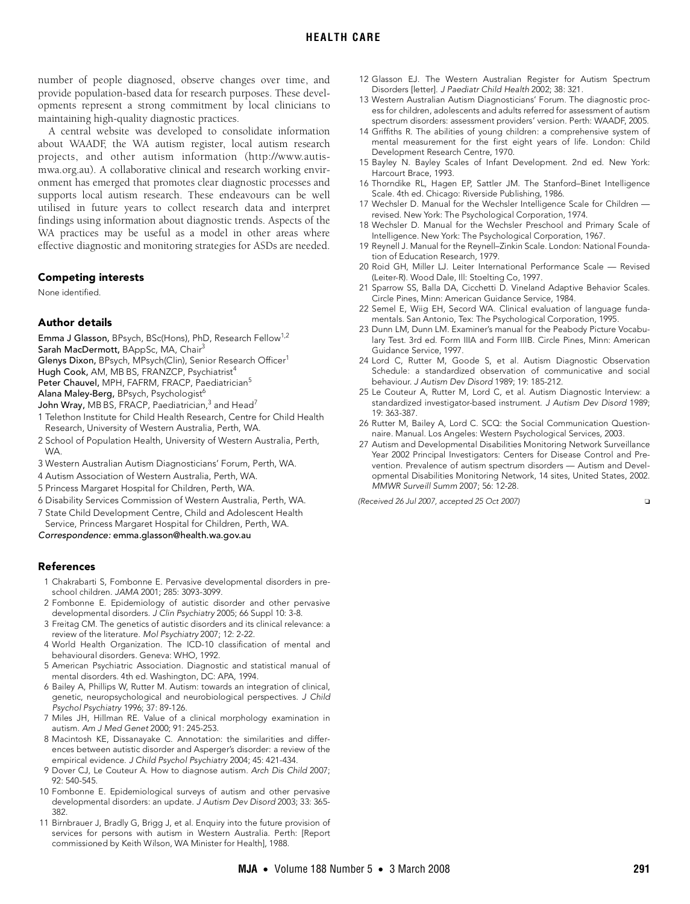number of people diagnosed, observe changes over time, and provide population-based data for research purposes. These developments represent a strong commitment by local clinicians to maintaining high-quality diagnostic practices.

A central website was developed to consolidate information about WAADF, the WA autism register, local autism research projects, and other autism information (http://www.autismwa.org.au). A collaborative clinical and research working environment has emerged that promotes clear diagnostic processes and supports local autism research. These endeavours can be well utilised in future years to collect research data and interpret findings using information about diagnostic trends. Aspects of the WA practices may be useful as a model in other areas where effective diagnostic and monitoring strategies for ASDs are needed.

## Competing interests

None identified.

## Author details

**Emma J Glasson,** BPsych, BSc(Hons), PhD, Research Fellow[1,2]
**Sarah MacDermott,** BAppSc, MA, Chair[3]
**Glenys Dixon,** BPsych, MPsych(Clin), Senior Research Officer[1]
**Hugh Cook,** AM, MB BS, FRANZCP, Psychiatrist[4]
**Peter Chauvel,** MPH, FAFRM, FRACP, Paediatrician[5]
**Alana Maley-Berg,** BPsych, Psychologist[6]
**John Wray,** MB BS, FRACP, Paediatrician,[3] and Head[7]

1 Telethon Institute for Child Health Research, Centre for Child Health Research, University of Western Australia, Perth, WA.
2 School of Population Health, University of Western Australia, Perth, WA.
3 Western Australian Autism Diagnosticians' Forum, Perth, WA.
4 Autism Association of Western Australia, Perth, WA.
5 Princess Margaret Hospital for Children, Perth, WA.
6 Disability Services Commission of Western Australia, Perth, WA.
7 State Child Development Centre, Child and Adolescent Health Service, Princess Margaret Hospital for Children, Perth, WA.

*Correspondence:* emma.glasson@health.wa.gov.au

## References

1 Chakrabarti S, Fombonne E. Pervasive developmental disorders in preschool children. *JAMA* 2001; 285: 3093-3099.
2 Fombonne E. Epidemiology of autistic disorder and other pervasive developmental disorders. *J Clin Psychiatry* 2005; 66 Suppl 10: 3-8.
3 Freitag CM. The genetics of autistic disorders and its clinical relevance: a review of the literature. *Mol Psychiatry* 2007; 12: 2-22.
4 World Health Organization. The ICD-10 classification of mental and behavioural disorders. Geneva: WHO, 1992.
5 American Psychiatric Association. Diagnostic and statistical manual of mental disorders. 4th ed. Washington, DC: APA, 1994.
6 Bailey A, Phillips W, Rutter M. Autism: towards an integration of clinical, genetic, neuropsychological and neurobiological perspectives. *J Child Psychol Psychiatry* 1996; 37: 89-126.
7 Miles JH, Hillman RE. Value of a clinical morphology examination in autism. *Am J Med Genet* 2000; 91: 245-253.
8 Macintosh KE, Dissanayake C. Annotation: the similarities and differences between autistic disorder and Asperger's disorder: a review of the empirical evidence. *J Child Psychol Psychiatry* 2004; 45: 421-434.
9 Dover CJ, Le Couteur A. How to diagnose autism. *Arch Dis Child* 2007; 92: 540-545.
10 Fombonne E. Epidemiological surveys of autism and other pervasive developmental disorders: an update. *J Autism Dev Disord* 2003; 33: 365-382.
11 Birnbrauer J, Bradly G, Brigg J, et al. Enquiry into the future provision of services for persons with autism in Western Australia. Perth: [Report commissioned by Keith Wilson, WA Minister for Health], 1988.
12 Glasson EJ. The Western Australian Register for Autism Spectrum Disorders [letter]. *J Paediatr Child Health* 2002; 38: 321.
13 Western Australian Autism Diagnosticians' Forum. The diagnostic process for children, adolescents and adults referred for assessment of autism spectrum disorders: assessment providers' version. Perth: WAADF, 2005.
14 Griffiths R. The abilities of young children: a comprehensive system of mental measurement for the first eight years of life. London: Child Development Research Centre, 1970.
15 Bayley N. Bayley Scales of Infant Development. 2nd ed. New York: Harcourt Brace, 1993.
16 Thorndike RL, Hagen EP, Sattler JM. The Stanford–Binet Intelligence Scale. 4th ed. Chicago: Riverside Publishing, 1986.
17 Wechsler D. Manual for the Wechsler Intelligence Scale for Children — revised. New York: The Psychological Corporation, 1974.
18 Wechsler D. Manual for the Wechsler Preschool and Primary Scale of Intelligence. New York: The Psychological Corporation, 1967.
19 Reynell J. Manual for the Reynell–Zinkin Scale. London: National Foundation of Education Research, 1979.
20 Roid GH, Miller LJ. Leiter International Performance Scale — Revised (Leiter-R). Wood Dale, Ill: Stoelting Co, 1997.
21 Sparrow SS, Balla DA, Cicchetti D. Vineland Adaptive Behavior Scales. Circle Pines, Minn: American Guidance Service, 1984.
22 Semel E, Wiig EH, Secord WA. Clinical evaluation of language fundamentals. San Antonio, Tex: The Psychological Corporation, 1995.
23 Dunn LM, Dunn LM. Examiner's manual for the Peabody Picture Vocabulary Test. 3rd ed. Form IIIA and Form IIIB. Circle Pines, Minn: American Guidance Service, 1997.
24 Lord C, Rutter M, Goode S, et al. Autism Diagnostic Observation Schedule: a standardized observation of communicative and social behaviour. *J Autism Dev Disord* 1989; 19: 185-212.
25 Le Couteur A, Rutter M, Lord C, et al. Autism Diagnostic Interview: a standardized investigator-based instrument. *J Autism Dev Disord* 1989; 19: 363-387.
26 Rutter M, Bailey A, Lord C. SCQ: the Social Communication Questionnaire. Manual. Los Angeles: Western Psychological Services, 2003.
27 Autism and Developmental Disabilities Monitoring Network Surveillance Year 2002 Principal Investigators: Centers for Disease Control and Prevention. Prevalence of autism spectrum disorders — Autism and Developmental Disabilities Monitoring Network, 14 sites, United States, 2002. *MMWR Surveill Summ* 2007; 56: 12-28.

*(Received 26 Jul 2007, accepted 25 Oct 2007)*